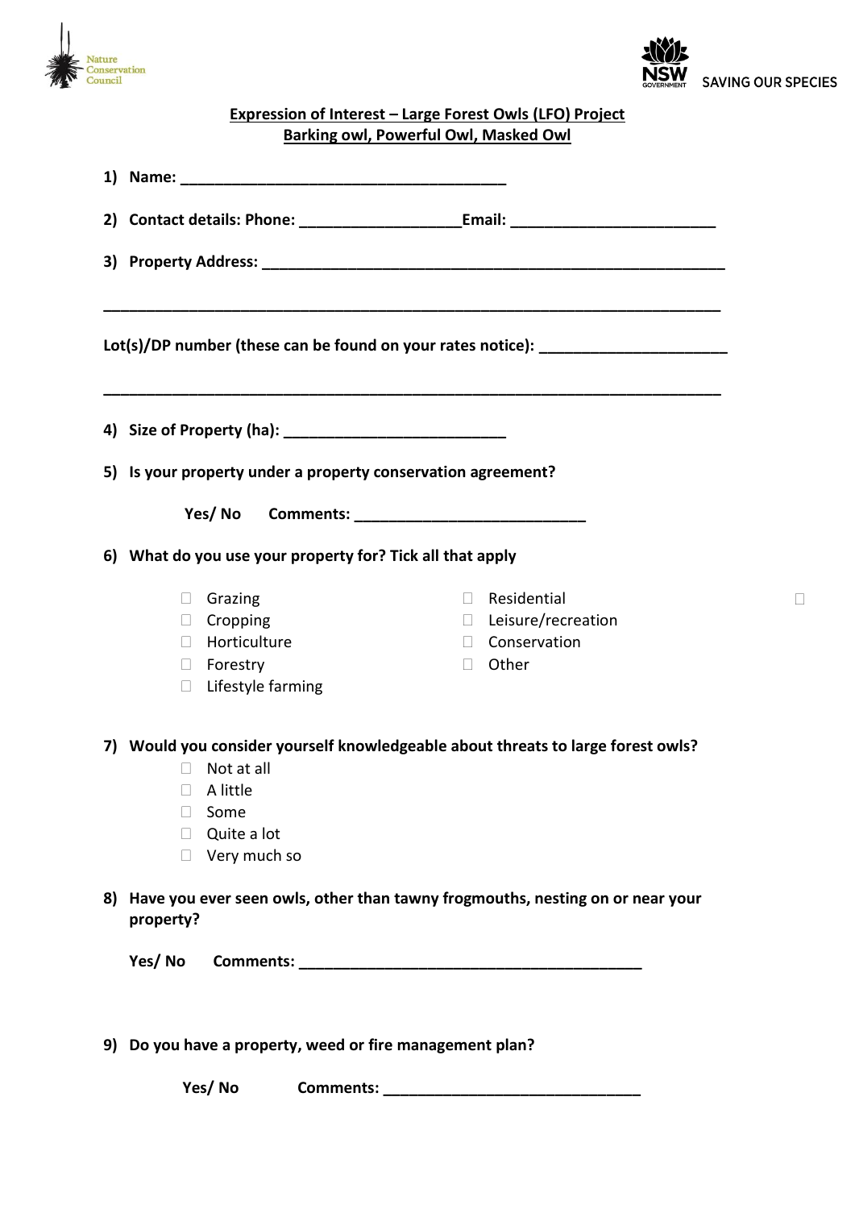Nature Conservation Council

NSW GOVERNMENT — SAVING OUR SPECIES

**Expression of Interest – Large Forest Owls (LFO) Project**
**Barking owl, Powerful Owl, Masked Owl**

1) **Name: ______________________________________**

2) **Contact details: Phone: __________________ Email: _______________________**

3) **Property Address: _____________________________________________________**

______________________________________________________________________

**Lot(s)/DP number (these can be found on your rates notice): _____________________**

______________________________________________________________________

4) **Size of Property (ha): _________________________**

5) **Is your property under a property conservation agreement?**

   **Yes/ No   Comments: __________________________**

6) **What do you use your property for? Tick all that apply**

   - ☐ Grazing
   - ☐ Cropping
   - ☐ Horticulture
   - ☐ Forestry
   - ☐ Lifestyle farming
   - ☐ Residential
   - ☐ Leisure/recreation
   - ☐ Conservation
   - ☐ Other

7) **Would you consider yourself knowledgeable about threats to large forest owls?**

   - ☐ Not at all
   - ☐ A little
   - ☐ Some
   - ☐ Quite a lot
   - ☐ Very much so

8) **Have you ever seen owls, other than tawny frogmouths, nesting on or near your property?**

   **Yes/ No   Comments: _______________________________________**

9) **Do you have a property, weed or fire management plan?**

   **Yes/ No   Comments: _____________________________**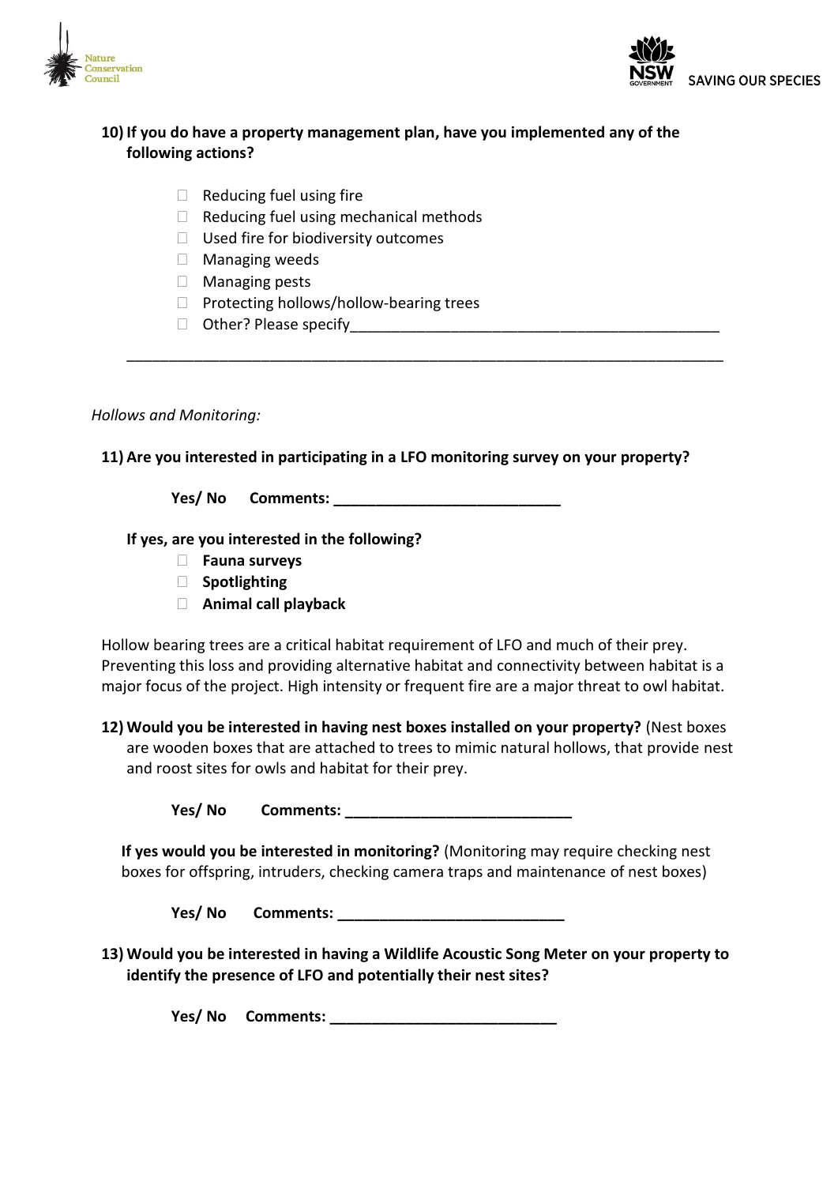**10) If you do have a property management plan, have you implemented any of the following actions?**

- ☐ Reducing fuel using fire
- ☐ Reducing fuel using mechanical methods
- ☐ Used fire for biodiversity outcomes
- ☐ Managing weeds
- ☐ Managing pests
- ☐ Protecting hollows/hollow-bearing trees
- ☐ Other? Please specify____________________________________________

___________________________________________________________________________

*Hollows and Monitoring:*

**11) Are you interested in participating in a LFO monitoring survey on your property?**

**Yes/ No Comments: ___________________________**

**If yes, are you interested in the following?**

- ☐ **Fauna surveys**
- ☐ **Spotlighting**
- ☐ **Animal call playback**

Hollow bearing trees are a critical habitat requirement of LFO and much of their prey. Preventing this loss and providing alternative habitat and connectivity between habitat is a major focus of the project. High intensity or frequent fire are a major threat to owl habitat.

**12) Would you be interested in having nest boxes installed on your property?** (Nest boxes are wooden boxes that are attached to trees to mimic natural hollows, that provide nest and roost sites for owls and habitat for their prey.

**Yes/ No Comments: ___________________________**

**If yes would you be interested in monitoring?** (Monitoring may require checking nest boxes for offspring, intruders, checking camera traps and maintenance of nest boxes)

**Yes/ No Comments: ___________________________**

**13) Would you be interested in having a Wildlife Acoustic Song Meter on your property to identify the presence of LFO and potentially their nest sites?**

**Yes/ No Comments: ___________________________**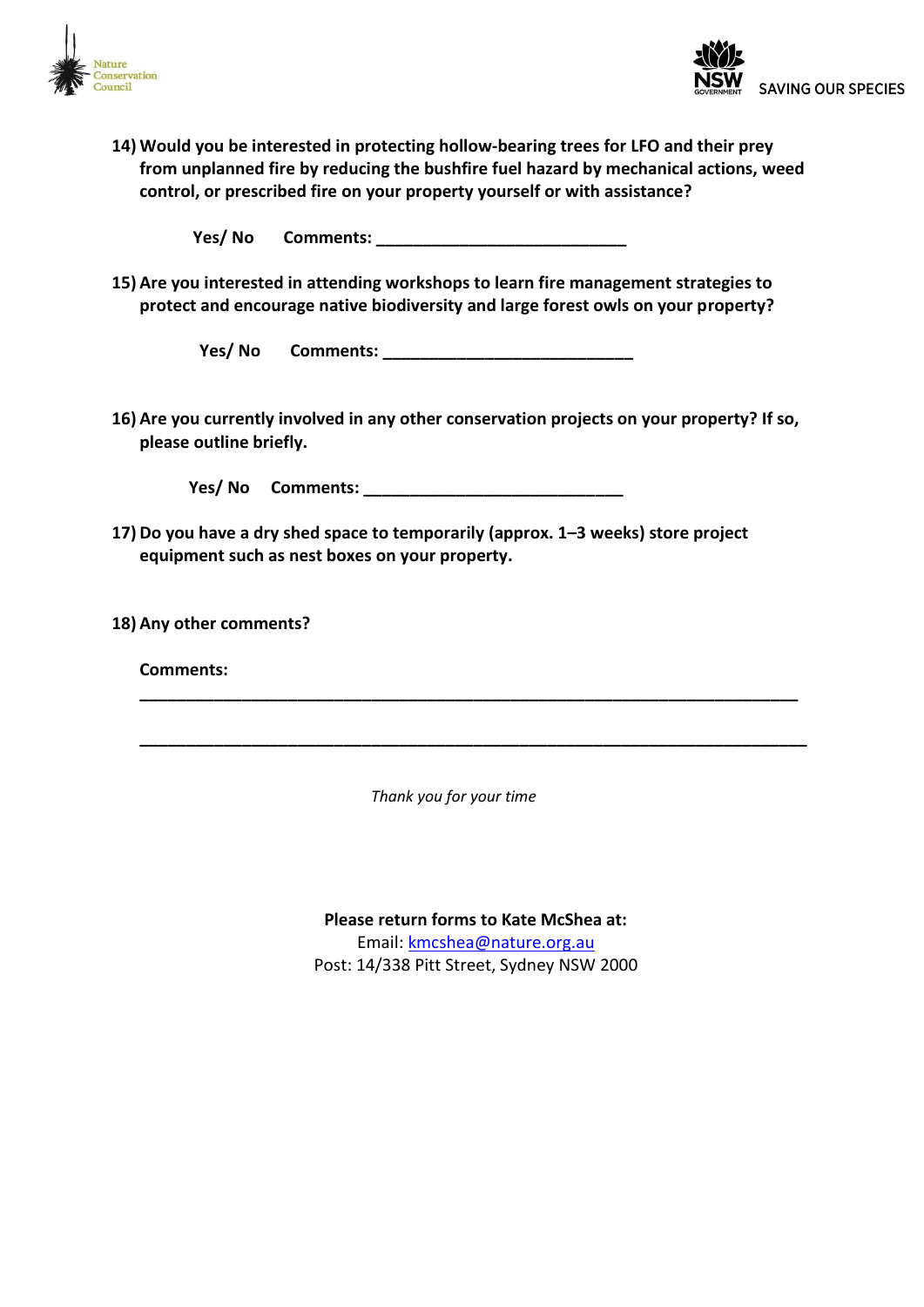14) **Would you be interested in protecting hollow-bearing trees for LFO and their prey from unplanned fire by reducing the bushfire fuel hazard by mechanical actions, weed control, or prescribed fire on your property yourself or with assistance?**

**Yes/ No Comments: ___________________________**

15) **Are you interested in attending workshops to learn fire management strategies to protect and encourage native biodiversity and large forest owls on your property?**

**Yes/ No Comments: ___________________________**

16) **Are you currently involved in any other conservation projects on your property? If so, please outline briefly.**

**Yes/ No Comments: ____________________________**

17) **Do you have a dry shed space to temporarily (approx. 1–3 weeks) store project equipment such as nest boxes on your property.**

18) **Any other comments?**

**Comments:**

________________________________________________________________________

________________________________________________________________________

*Thank you for your time*

**Please return forms to Kate McShea at:**

Email: kmcshea@nature.org.au

Post: 14/338 Pitt Street, Sydney NSW 2000